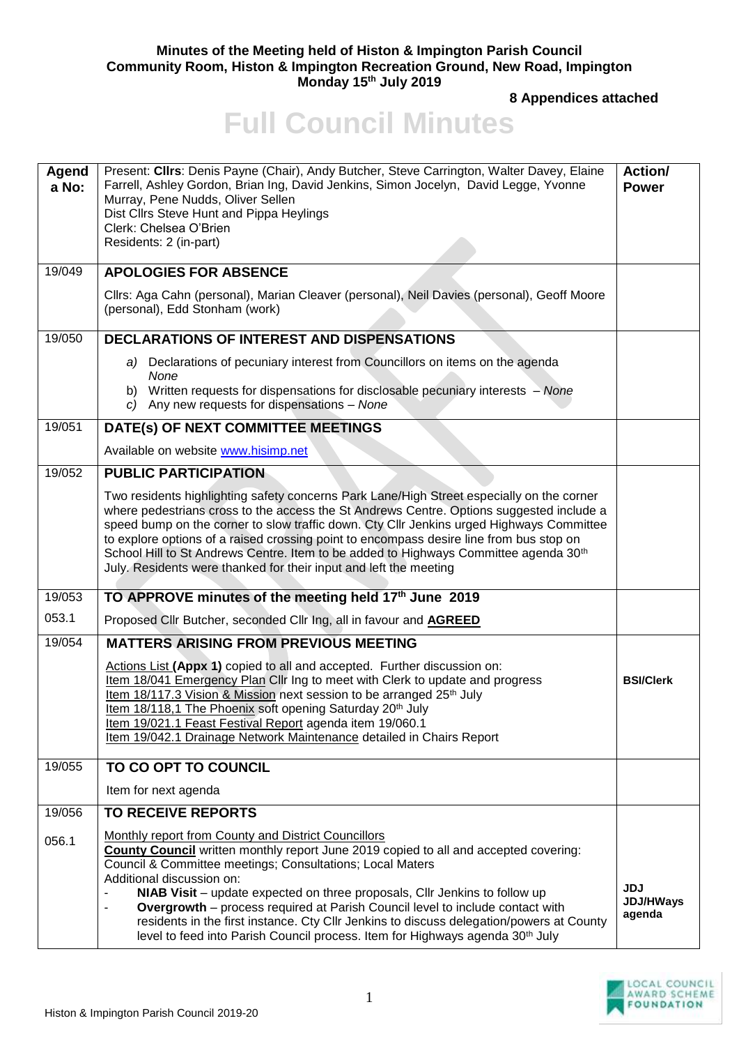**Minutes of the Meeting held of Histon & Impington Parish Council**
**Community Room, Histon & Impington Recreation Ground, New Road, Impington**
**Monday 15th July 2019**

**8 Appendices attached**

# Full Council Minutes

| Agenda No: | Present: **Cllrs**: Denis Payne (Chair), Andy Butcher, Steve Carrington, Walter Davey, Elaine Farrell, Ashley Gordon, Brian Ing, David Jenkins, Simon Jocelyn, David Legge, Yvonne Murray, Pene Nudds, Oliver Sellen<br>Dist Cllrs Steve Hunt and Pippa Heylings<br>Clerk: Chelsea O'Brien<br>Residents: 2 (in-part) | **Action/ Power** |
|---|---|---|
| 19/049 | **APOLOGIES FOR ABSENCE**<br>Cllrs: Aga Cahn (personal), Marian Cleaver (personal), Neil Davies (personal), Geoff Moore (personal), Edd Stonham (work) | |
| 19/050 | **DECLARATIONS OF INTEREST AND DISPENSATIONS**<br>*a)* Declarations of pecuniary interest from Councillors on items on the agenda *None*<br>b) Written requests for dispensations for disclosable pecuniary interests – *None*<br>*c)* Any new requests for dispensations – *None* | |
| 19/051 | **DATE(s) OF NEXT COMMITTEE MEETINGS**<br>Available on website www.hisimp.net | |
| 19/052 | **PUBLIC PARTICIPATION**<br>Two residents highlighting safety concerns Park Lane/High Street especially on the corner where pedestrians cross to the access the St Andrews Centre. Options suggested include a speed bump on the corner to slow traffic down. Cty Cllr Jenkins urged Highways Committee to explore options of a raised crossing point to encompass desire line from bus stop on School Hill to St Andrews Centre. Item to be added to Highways Committee agenda 30th July. Residents were thanked for their input and left the meeting | |
| 19/053 | **TO APPROVE minutes of the meeting held 17th June 2019** | |
| 053.1 | Proposed Cllr Butcher, seconded Cllr Ing, all in favour and **AGREED** | |
| 19/054 | **MATTERS ARISING FROM PREVIOUS MEETING**<br>Actions List **(Appx 1)** copied to all and accepted. Further discussion on:<br>Item 18/041 Emergency Plan Cllr Ing to meet with Clerk to update and progress<br>Item 18/117.3 Vision & Mission next session to be arranged 25th July<br>Item 18/118,1 The Phoenix soft opening Saturday 20th July<br>Item 19/021.1 Feast Festival Report agenda item 19/060.1<br>Item 19/042.1 Drainage Network Maintenance detailed in Chairs Report | **BSI/Clerk** |
| 19/055 | **TO CO OPT TO COUNCIL**<br>Item for next agenda | |
| 19/056 | **TO RECEIVE REPORTS** | |
| 056.1 | Monthly report from County and District Councillors<br>**County Council** written monthly report June 2019 copied to all and accepted covering: Council & Committee meetings; Consultations; Local Maters<br>Additional discussion on:<br>- **NIAB Visit** – update expected on three proposals, Cllr Jenkins to follow up<br>- **Overgrowth** – process required at Parish Council level to include contact with residents in the first instance. Cty Cllr Jenkins to discuss delegation/powers at County level to feed into Parish Council process. Item for Highways agenda 30th July | **JDJ**<br>**JDJ/HWays agenda** |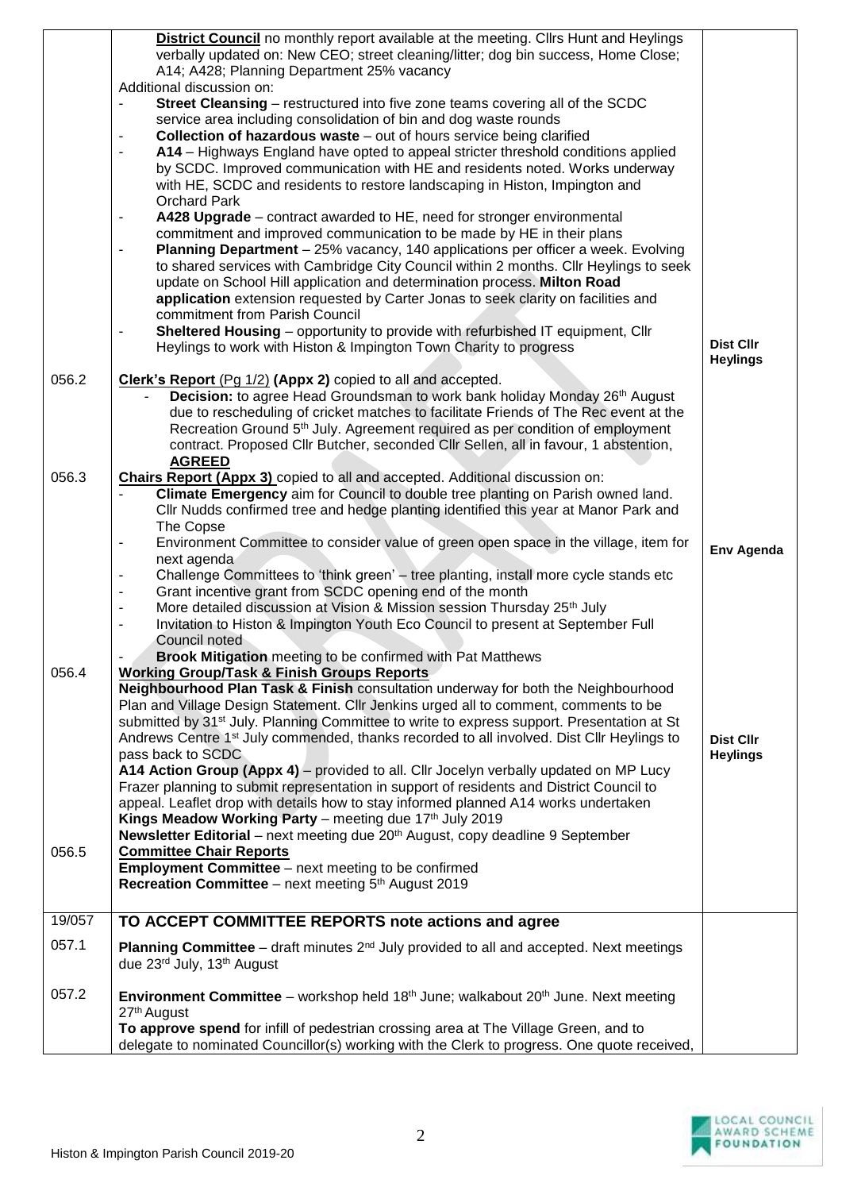| | | |
|---|---|---|
| | **District Council** no monthly report available at the meeting. Cllrs Hunt and Heylings verbally updated on: New CEO; street cleaning/litter; dog bin success, Home Close; A14; A428; Planning Department 25% vacancy<br>Additional discussion on:<br>- **Street Cleansing** – restructured into five zone teams covering all of the SCDC service area including consolidation of bin and dog waste rounds<br>- **Collection of hazardous waste** – out of hours service being clarified<br>- **A14** – Highways England have opted to appeal stricter threshold conditions applied by SCDC. Improved communication with HE and residents noted. Works underway with HE, SCDC and residents to restore landscaping in Histon, Impington and Orchard Park<br>- **A428 Upgrade** – contract awarded to HE, need for stronger environmental commitment and improved communication to be made by HE in their plans<br>- **Planning Department** – 25% vacancy, 140 applications per officer a week. Evolving to shared services with Cambridge City Council within 2 months. Cllr Heylings to seek update on School Hill application and determination process. **Milton Road application** extension requested by Carter Jonas to seek clarity on facilities and commitment from Parish Council<br>- **Sheltered Housing** – opportunity to provide with refurbished IT equipment, Cllr Heylings to work with Histon & Impington Town Charity to progress | **Dist Cllr Heylings** |
| 056.2 | **Clerk's Report** (Pg 1/2) **(Appx 2)** copied to all and accepted.<br>- **Decision:** to agree Head Groundsman to work bank holiday Monday 26th August due to rescheduling of cricket matches to facilitate Friends of The Rec event at the Recreation Ground 5th July. Agreement required as per condition of employment contract. Proposed Cllr Butcher, seconded Cllr Sellen, all in favour, 1 abstention, **AGREED** | |
| 056.3 | **Chairs Report (Appx 3)** copied to all and accepted. Additional discussion on:<br>- **Climate Emergency** aim for Council to double tree planting on Parish owned land. Cllr Nudds confirmed tree and hedge planting identified this year at Manor Park and The Copse<br>- Environment Committee to consider value of green open space in the village, item for next agenda<br>- Challenge Committees to 'think green' – tree planting, install more cycle stands etc<br>- Grant incentive grant from SCDC opening end of the month<br>- More detailed discussion at Vision & Mission session Thursday 25th July<br>- Invitation to Histon & Impington Youth Eco Council to present at September Full Council noted<br>- **Brook Mitigation** meeting to be confirmed with Pat Matthews | **Env Agenda** |
| 056.4 | **Working Group/Task & Finish Groups Reports**<br>**Neighbourhood Plan Task & Finish** consultation underway for both the Neighbourhood Plan and Village Design Statement. Cllr Jenkins urged all to comment, comments to be submitted by 31st July. Planning Committee to write to express support. Presentation at St Andrews Centre 1st July commended, thanks recorded to all involved. Dist Cllr Heylings to pass back to SCDC<br>**A14 Action Group (Appx 4)** – provided to all. Cllr Jocelyn verbally updated on MP Lucy Frazer planning to submit representation in support of residents and District Council to appeal. Leaflet drop with details how to stay informed planned A14 works undertaken<br>**Kings Meadow Working Party** – meeting due 17th July 2019<br>**Newsletter Editorial** – next meeting due 20th August, copy deadline 9 September | **Dist Cllr Heylings** |
| 056.5 | **Committee Chair Reports**<br>**Employment Committee** – next meeting to be confirmed<br>**Recreation Committee** – next meeting 5th August 2019 | |
| 19/057 | **TO ACCEPT COMMITTEE REPORTS note actions and agree** | |
| 057.1 | **Planning Committee** – draft minutes 2nd July provided to all and accepted. Next meetings due 23rd July, 13th August | |
| 057.2 | **Environment Committee** – workshop held 18th June; walkabout 20th June. Next meeting 27th August<br>**To approve spend** for infill of pedestrian crossing area at The Village Green, and to delegate to nominated Councillor(s) working with the Clerk to progress. One quote received, | |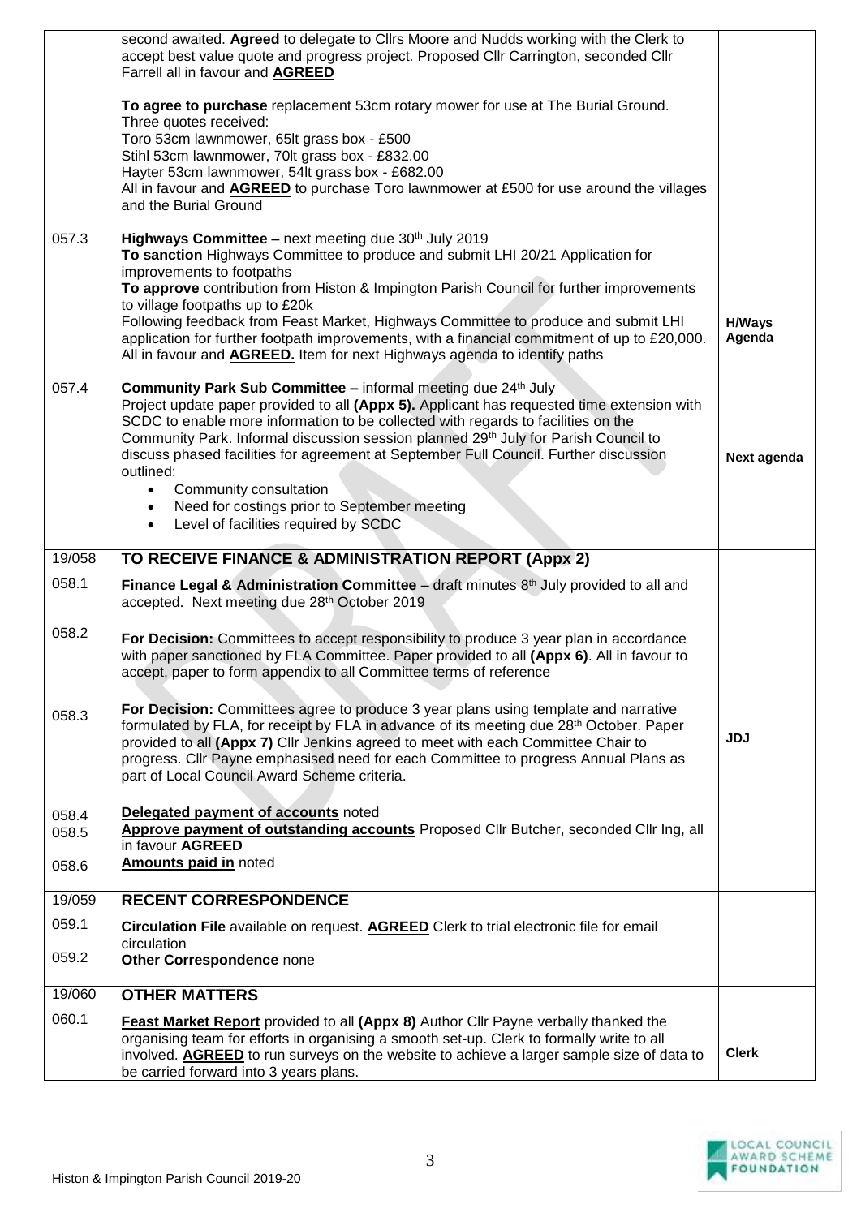| | | |
|---|---|---|
| | second awaited. **Agreed** to delegate to Cllrs Moore and Nudds working with the Clerk to accept best value quote and progress project. Proposed Cllr Carrington, seconded Cllr Farrell all in favour and **AGREED**<br><br>**To agree to purchase** replacement 53cm rotary mower for use at The Burial Ground. Three quotes received:<br>Toro 53cm lawnmower, 65lt grass box - £500<br>Stihl 53cm lawnmower, 70lt grass box - £832.00<br>Hayter 53cm lawnmower, 54lt grass box - £682.00<br>All in favour and **AGREED** to purchase Toro lawnmower at £500 for use around the villages and the Burial Ground | |
| 057.3 | **Highways Committee –** next meeting due 30th July 2019<br>**To sanction** Highways Committee to produce and submit LHI 20/21 Application for improvements to footpaths<br>**To approve** contribution from Histon & Impington Parish Council for further improvements to village footpaths up to £20k<br>Following feedback from Feast Market, Highways Committee to produce and submit LHI application for further footpath improvements, with a financial commitment of up to £20,000. All in favour and **AGREED.** Item for next Highways agenda to identify paths | **H/Ways Agenda** |
| 057.4 | **Community Park Sub Committee –** informal meeting due 24th July<br>Project update paper provided to all **(Appx 5).** Applicant has requested time extension with SCDC to enable more information to be collected with regards to facilities on the Community Park. Informal discussion session planned 29th July for Parish Council to discuss phased facilities for agreement at September Full Council. Further discussion outlined:<br>• Community consultation<br>• Need for costings prior to September meeting<br>• Level of facilities required by SCDC | **Next agenda** |
| 19/058 | **TO RECEIVE FINANCE & ADMINISTRATION REPORT (Appx 2)** | |
| 058.1 | **Finance Legal & Administration Committee** – draft minutes 8th July provided to all and accepted. Next meeting due 28th October 2019 | |
| 058.2 | **For Decision:** Committees to accept responsibility to produce 3 year plan in accordance with paper sanctioned by FLA Committee. Paper provided to all **(Appx 6)**. All in favour to accept, paper to form appendix to all Committee terms of reference | |
| 058.3 | **For Decision:** Committees agree to produce 3 year plans using template and narrative formulated by FLA, for receipt by FLA in advance of its meeting due 28th October. Paper provided to all **(Appx 7)** Cllr Jenkins agreed to meet with each Committee Chair to progress. Cllr Payne emphasised need for each Committee to progress Annual Plans as part of Local Council Award Scheme criteria. | **JDJ** |
| 058.4<br>058.5<br><br>058.6 | **Delegated payment of accounts** noted<br>**Approve payment of outstanding accounts** Proposed Cllr Butcher, seconded Cllr Ing, all in favour **AGREED**<br>**Amounts paid in** noted | |
| 19/059 | **RECENT CORRESPONDENCE** | |
| 059.1<br><br>059.2 | **Circulation File** available on request. **AGREED** Clerk to trial electronic file for email circulation<br>**Other Correspondence** none | |
| 19/060 | **OTHER MATTERS** | |
| 060.1 | **Feast Market Report** provided to all **(Appx 8)** Author Cllr Payne verbally thanked the organising team for efforts in organising a smooth set-up. Clerk to formally write to all involved. **AGREED** to run surveys on the website to achieve a larger sample size of data to be carried forward into 3 years plans. | **Clerk** |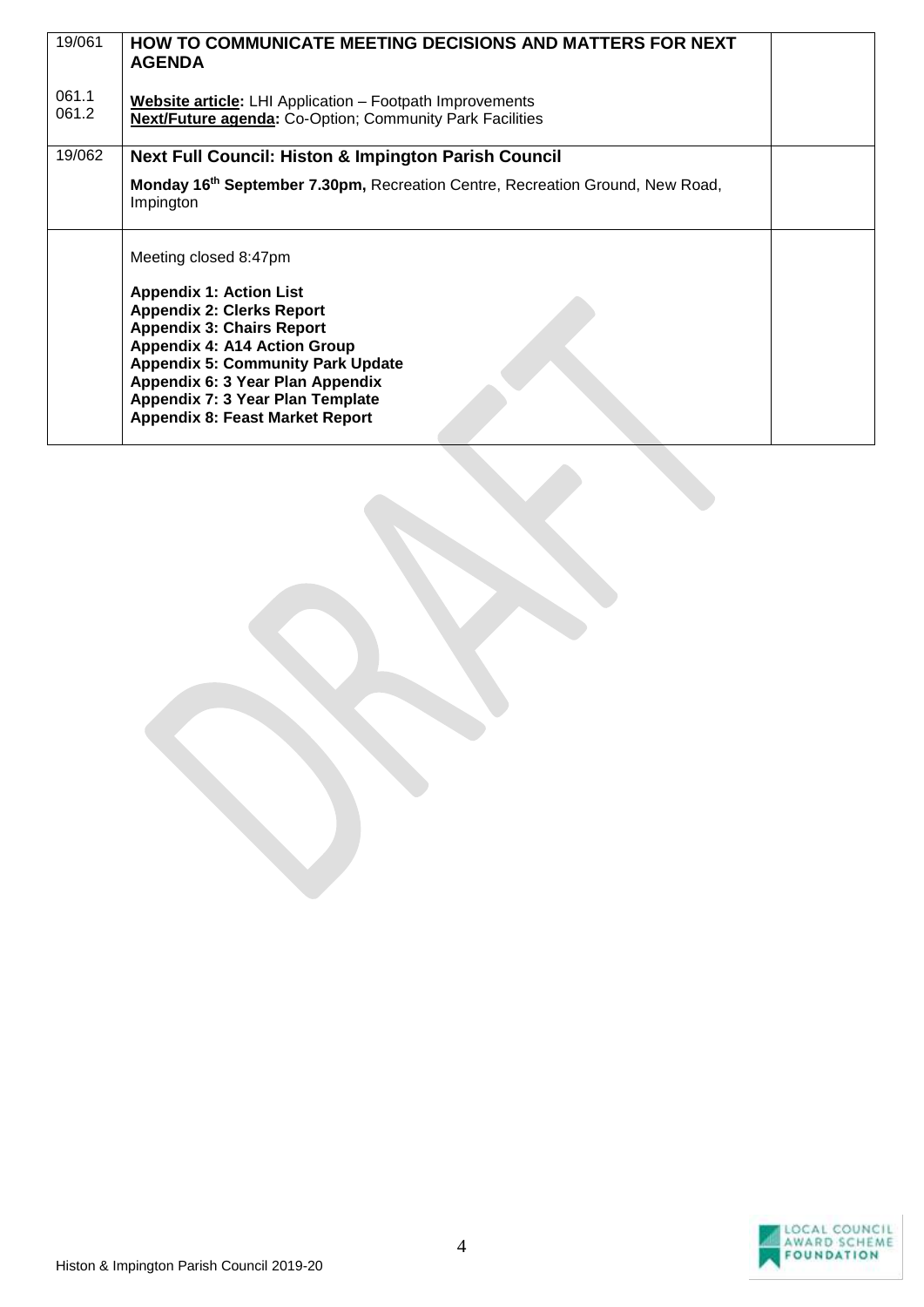| | | |
|---|---|---|
| 19/061<br><br>061.1<br>061.2 | **HOW TO COMMUNICATE MEETING DECISIONS AND MATTERS FOR NEXT AGENDA**<br><br>**Website article:** LHI Application – Footpath Improvements<br>**Next/Future agenda:** Co-Option; Community Park Facilities | |
| 19/062 | **Next Full Council: Histon & Impington Parish Council**<br><br>**Monday 16th September 7.30pm,** Recreation Centre, Recreation Ground, New Road, Impington | |
| | Meeting closed 8:47pm<br><br>**Appendix 1: Action List**<br>**Appendix 2: Clerks Report**<br>**Appendix 3: Chairs Report**<br>**Appendix 4: A14 Action Group**<br>**Appendix 5: Community Park Update**<br>**Appendix 6: 3 Year Plan Appendix**<br>**Appendix 7: 3 Year Plan Template**<br>**Appendix 8: Feast Market Report** | |

DRAFT